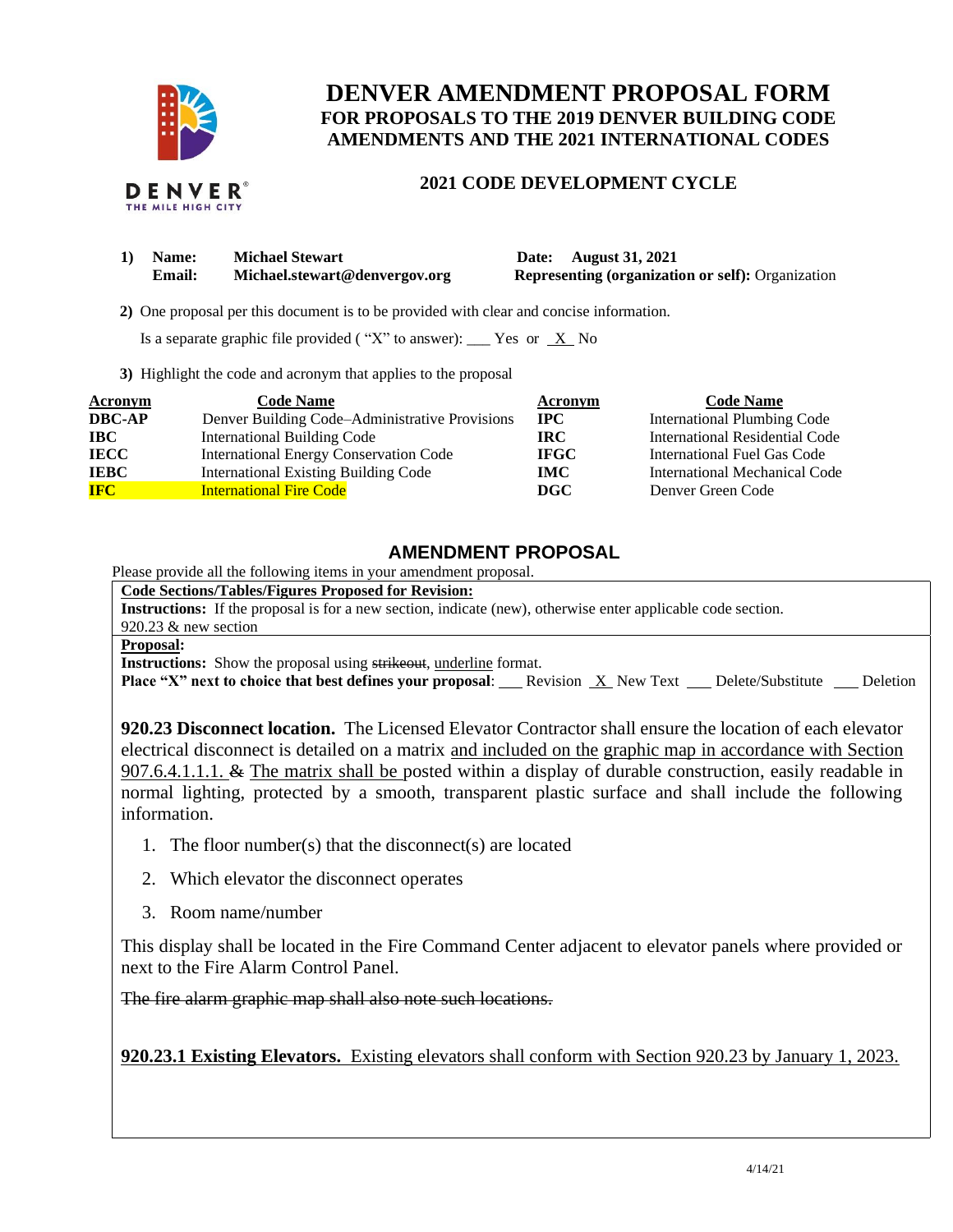# DENVER AMENDMENT PROPOSAL FORM

## FOR PROPOSALS TO THE 2019 DENVER BUILDING CODE AMENDMENTS AND THE 2021 INTERNATIONAL CODES

### 2021 CODE DEVELOPMENT CYCLE

1) **Name:** **Michael Stewart** **Date:** **August 31, 2021**
   **Email:** **Michael.stewart@denvergov.org** **Representing (organization or self):** Organization

2) One proposal per this document is to be provided with clear and concise information.

   Is a separate graphic file provided ( "X" to answer): ___ Yes or _X_ No

3) Highlight the code and acronym that applies to the proposal

| Acronym | Code Name | Acronym | Code Name |
|---|---|---|---|
| **DBC-AP** | Denver Building Code–Administrative Provisions | **IPC** | International Plumbing Code |
| **IBC** | International Building Code | **IRC** | International Residential Code |
| **IECC** | International Energy Conservation Code | **IFGC** | International Fuel Gas Code |
| **IEBC** | International Existing Building Code | **IMC** | International Mechanical Code |
| **IFC** | International Fire Code | **DGC** | Denver Green Code |

## AMENDMENT PROPOSAL

Please provide all the following items in your amendment proposal.

**Code Sections/Tables/Figures Proposed for Revision:**

**Instructions:** If the proposal is for a new section, indicate (new), otherwise enter applicable code section.

920.23 & new section

**Proposal:**

**Instructions:** Show the proposal using ~~strikeout~~, <u>underline</u> format.

**Place "X" next to choice that best defines your proposal**: ___ Revision _X_ New Text ___ Delete/Substitute ___ Deletion

**920.23 Disconnect location.** The Licensed Elevator Contractor shall ensure the location of each elevator electrical disconnect is detailed on a matrix <u>and included on the graphic map in accordance with Section 907.6.4.1.1.1.</u> ~~&~~ <u>The matrix shall be</u> posted within a display of durable construction, easily readable in normal lighting, protected by a smooth, transparent plastic surface and shall include the following information.

1. The floor number(s) that the disconnect(s) are located
2. Which elevator the disconnect operates
3. Room name/number

This display shall be located in the Fire Command Center adjacent to elevator panels where provided or next to the Fire Alarm Control Panel.

~~The fire alarm graphic map shall also note such locations.~~

<u>**920.23.1 Existing Elevators.** Existing elevators shall conform with Section 920.23 by January 1, 2023.</u>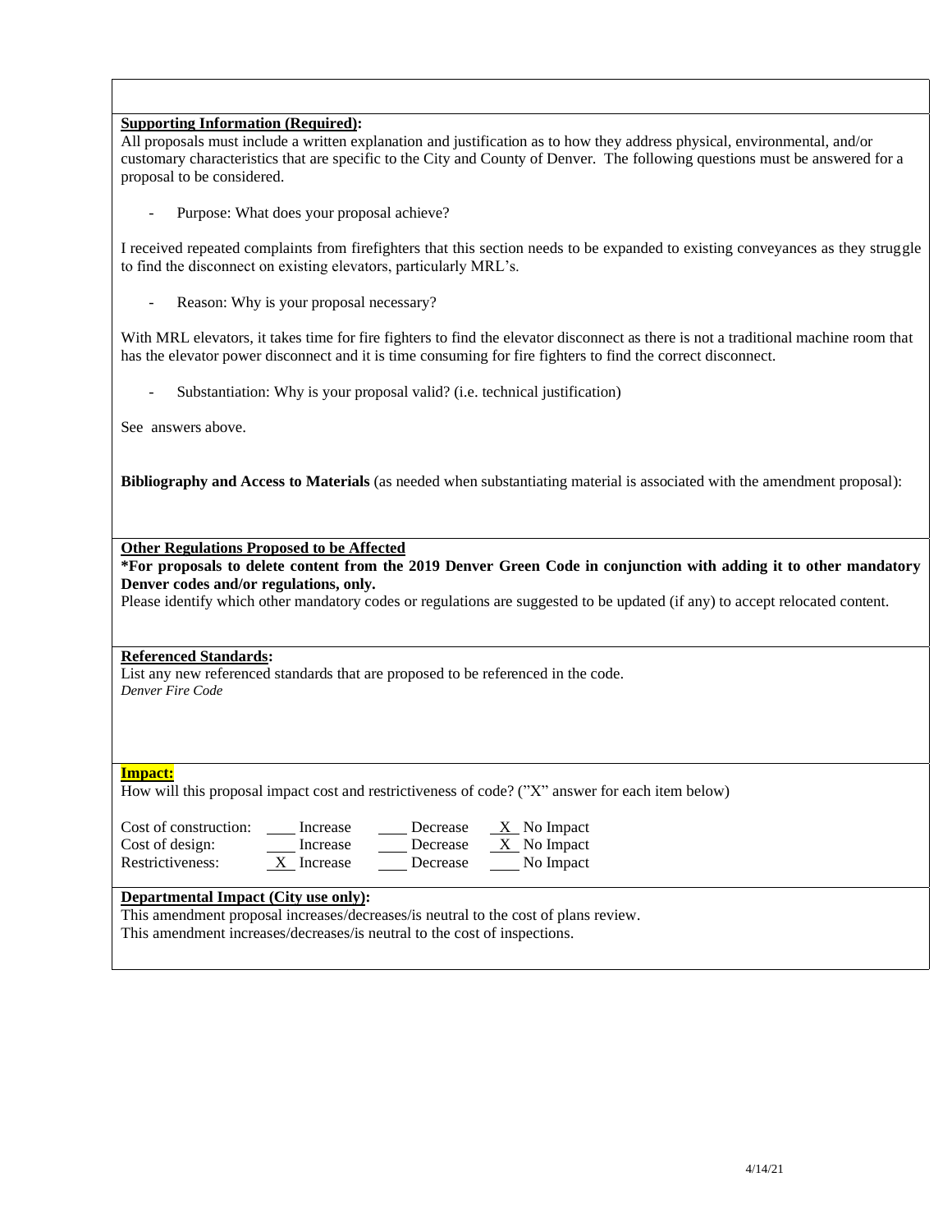**Supporting Information (Required):**

All proposals must include a written explanation and justification as to how they address physical, environmental, and/or customary characteristics that are specific to the City and County of Denver. The following questions must be answered for a proposal to be considered.

- Purpose: What does your proposal achieve?

I received repeated complaints from firefighters that this section needs to be expanded to existing conveyances as they struggle to find the disconnect on existing elevators, particularly MRL's.

- Reason: Why is your proposal necessary?

With MRL elevators, it takes time for fire fighters to find the elevator disconnect as there is not a traditional machine room that has the elevator power disconnect and it is time consuming for fire fighters to find the correct disconnect.

- Substantiation: Why is your proposal valid? (i.e. technical justification)

See answers above.

**Bibliography and Access to Materials** (as needed when substantiating material is associated with the amendment proposal):

**Other Regulations Proposed to be Affected**

**\*For proposals to delete content from the 2019 Denver Green Code in conjunction with adding it to other mandatory Denver codes and/or regulations, only.**

Please identify which other mandatory codes or regulations are suggested to be updated (if any) to accept relocated content.

**Referenced Standards:**

List any new referenced standards that are proposed to be referenced in the code.

*Denver Fire Code*

**Impact:**

How will this proposal impact cost and restrictiveness of code? ("X" answer for each item below)

| | | | |
|---|---|---|---|
| Cost of construction: | ___ Increase | ___ Decrease | _X_ No Impact |
| Cost of design: | ___ Increase | ___ Decrease | _X_ No Impact |
| Restrictiveness: | _X_ Increase | ___ Decrease | ___ No Impact |

**Departmental Impact (City use only):**

This amendment proposal increases/decreases/is neutral to the cost of plans review.

This amendment increases/decreases/is neutral to the cost of inspections.

4/14/21